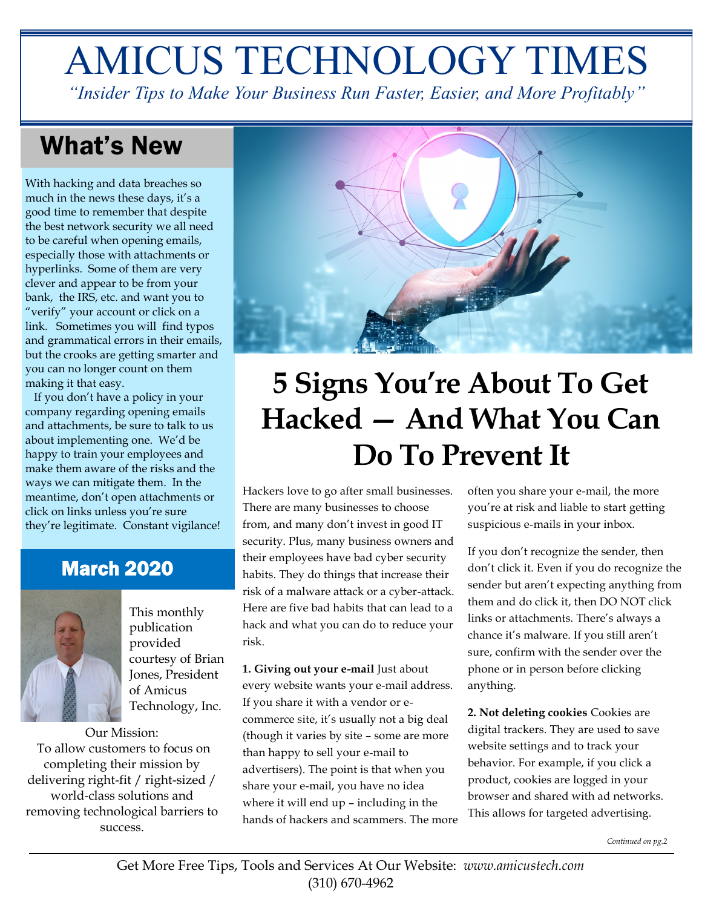# AMICUS TECHNOLOGY TIMES

*"Insider Tips to Make Your Business Run Faster, Easier, and More Profitably"*

## What's New

With hacking and data breaches so much in the news these days, it's a good time to remember that despite the best network security we all need to be careful when opening emails, especially those with attachments or hyperlinks. Some of them are very clever and appear to be from your bank, the IRS, etc. and want you to "verify" your account or click on a link. Sometimes you will find typos and grammatical errors in their emails, but the crooks are getting smarter and you can no longer count on them making it that easy.

If you don't have a policy in your company regarding opening emails and attachments, be sure to talk to us about implementing one. We'd be happy to train your employees and make them aware of the risks and the ways we can mitigate them. In the meantime, don't open attachments or click on links unless you're sure they're legitimate. Constant vigilance!

## March 2020

This monthly publication provided courtesy of Brian Jones, President of Amicus Technology, Inc.

Our Mission:
To allow customers to focus on completing their mission by delivering right-fit / right-sized / world-class solutions and removing technological barriers to success.

# 5 Signs You're About To Get Hacked — And What You Can Do To Prevent It

Hackers love to go after small businesses. There are many businesses to choose from, and many don't invest in good IT security. Plus, many business owners and their employees have bad cyber security habits. They do things that increase their risk of a malware attack or a cyber-attack. Here are five bad habits that can lead to a hack and what you can do to reduce your risk.

**1. Giving out your e-mail** Just about every website wants your e-mail address. If you share it with a vendor or e-commerce site, it's usually not a big deal (though it varies by site – some are more than happy to sell your e-mail to advertisers). The point is that when you share your e-mail, you have no idea where it will end up – including in the hands of hackers and scammers. The more often you share your e-mail, the more you're at risk and liable to start getting suspicious e-mails in your inbox.

If you don't recognize the sender, then don't click it. Even if you do recognize the sender but aren't expecting anything from them and do click it, then DO NOT click links or attachments. There's always a chance it's malware. If you still aren't sure, confirm with the sender over the phone or in person before clicking anything.

**2. Not deleting cookies** Cookies are digital trackers. They are used to save website settings and to track your behavior. For example, if you click a product, cookies are logged in your browser and shared with ad networks. This allows for targeted advertising.

*Continued on pg.2*

Get More Free Tips, Tools and Services At Our Website: *www.amicustech.com*
(310) 670-4962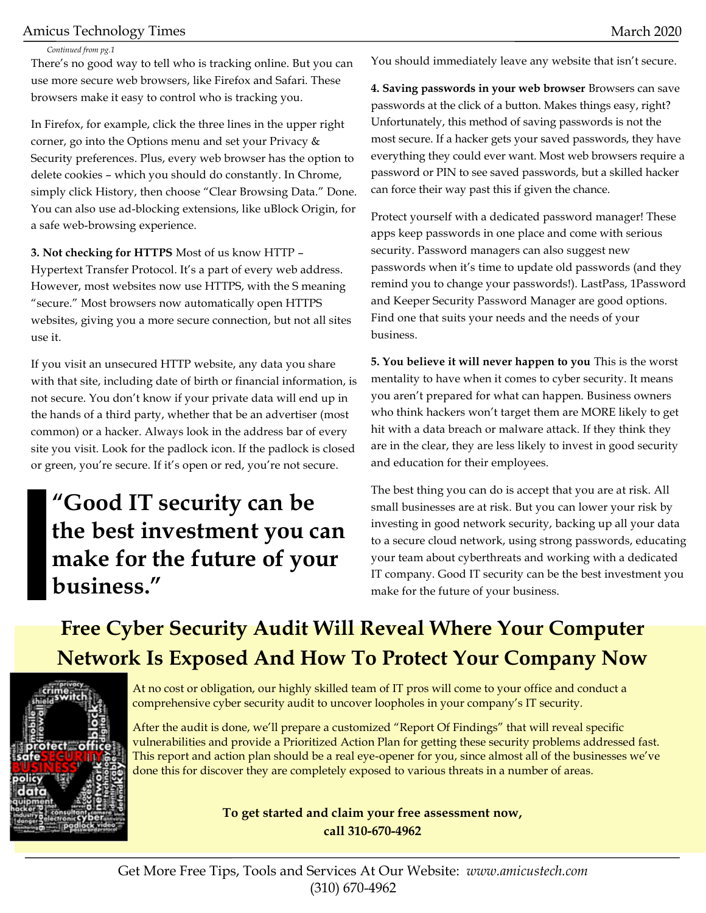*Continued from pg.1*

There's no good way to tell who is tracking online. But you can use more secure web browsers, like Firefox and Safari. These browsers make it easy to control who is tracking you.

In Firefox, for example, click the three lines in the upper right corner, go into the Options menu and set your Privacy & Security preferences. Plus, every web browser has the option to delete cookies – which you should do constantly. In Chrome, simply click History, then choose "Clear Browsing Data." Done. You can also use ad-blocking extensions, like uBlock Origin, for a safe web-browsing experience.

**3. Not checking for HTTPS** Most of us know HTTP – Hypertext Transfer Protocol. It's a part of every web address. However, most websites now use HTTPS, with the S meaning "secure." Most browsers now automatically open HTTPS websites, giving you a more secure connection, but not all sites use it.

If you visit an unsecured HTTP website, any data you share with that site, including date of birth or financial information, is not secure. You don't know if your private data will end up in the hands of a third party, whether that be an advertiser (most common) or a hacker. Always look in the address bar of every site you visit. Look for the padlock icon. If the padlock is closed or green, you're secure. If it's open or red, you're not secure.

> **"Good IT security can be the best investment you can make for the future of your business."**

You should immediately leave any website that isn't secure.

**4. Saving passwords in your web browser** Browsers can save passwords at the click of a button. Makes things easy, right? Unfortunately, this method of saving passwords is not the most secure. If a hacker gets your saved passwords, they have everything they could ever want. Most web browsers require a password or PIN to see saved passwords, but a skilled hacker can force their way past this if given the chance.

Protect yourself with a dedicated password manager! These apps keep passwords in one place and come with serious security. Password managers can also suggest new passwords when it's time to update old passwords (and they remind you to change your passwords!). LastPass, 1Password and Keeper Security Password Manager are good options. Find one that suits your needs and the needs of your business.

**5. You believe it will never happen to you** This is the worst mentality to have when it comes to cyber security. It means you aren't prepared for what can happen. Business owners who think hackers won't target them are MORE likely to get hit with a data breach or malware attack. If they think they are in the clear, they are less likely to invest in good security and education for their employees.

The best thing you can do is accept that you are at risk. All small businesses are at risk. But you can lower your risk by investing in good network security, backing up all your data to a secure cloud network, using strong passwords, educating your team about cyberthreats and working with a dedicated IT company. Good IT security can be the best investment you make for the future of your business.

## Free Cyber Security Audit Will Reveal Where Your Computer Network Is Exposed And How To Protect Your Company Now

At no cost or obligation, our highly skilled team of IT pros will come to your office and conduct a comprehensive cyber security audit to uncover loopholes in your company's IT security.

After the audit is done, we'll prepare a customized "Report Of Findings" that will reveal specific vulnerabilities and provide a Prioritized Action Plan for getting these security problems addressed fast. This report and action plan should be a real eye-opener for you, since almost all of the businesses we've done this for discover they are completely exposed to various threats in a number of areas.

**To get started and claim your free assessment now, call 310-670-4962**

Get More Free Tips, Tools and Services At Our Website: *www.amicustech.com*
(310) 670-4962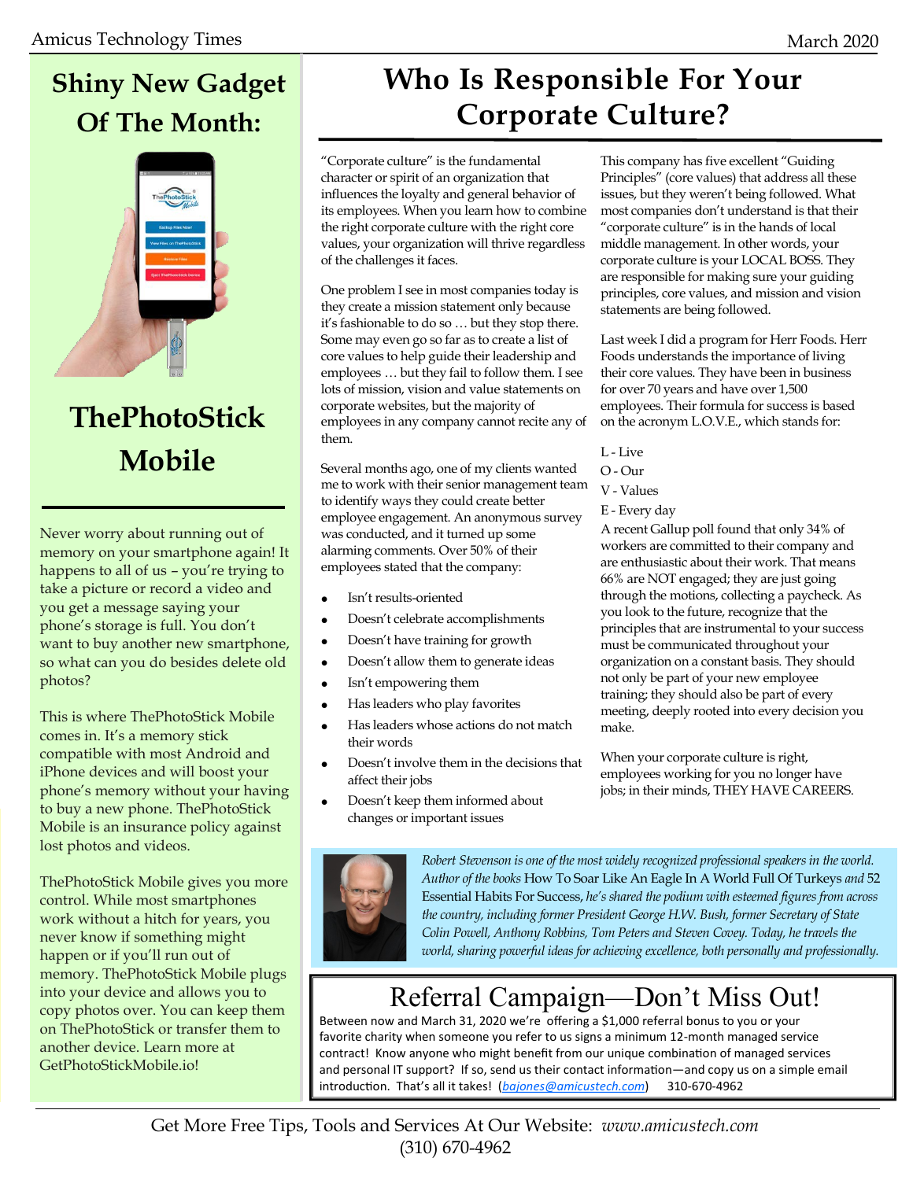## Shiny New Gadget Of The Month:

## ThePhotoStick Mobile

Never worry about running out of memory on your smartphone again! It happens to all of us – you're trying to take a picture or record a video and you get a message saying your phone's storage is full. You don't want to buy another new smartphone, so what can you do besides delete old photos?

This is where ThePhotoStick Mobile comes in. It's a memory stick compatible with most Android and iPhone devices and will boost your phone's memory without your having to buy a new phone. ThePhotoStick Mobile is an insurance policy against lost photos and videos.

ThePhotoStick Mobile gives you more control. While most smartphones work without a hitch for years, you never know if something might happen or if you'll run out of memory. ThePhotoStick Mobile plugs into your device and allows you to copy photos over. You can keep them on ThePhotoStick or transfer them to another device. Learn more at GetPhotoStickMobile.io!

# Who Is Responsible For Your Corporate Culture?

"Corporate culture" is the fundamental character or spirit of an organization that influences the loyalty and general behavior of its employees. When you learn how to combine the right corporate culture with the right core values, your organization will thrive regardless of the challenges it faces.

One problem I see in most companies today is they create a mission statement only because it's fashionable to do so … but they stop there. Some may even go so far as to create a list of core values to help guide their leadership and employees … but they fail to follow them. I see lots of mission, vision and value statements on corporate websites, but the majority of employees in any company cannot recite any of them.

Several months ago, one of my clients wanted me to work with their senior management team to identify ways they could create better employee engagement. An anonymous survey was conducted, and it turned up some alarming comments. Over 50% of their employees stated that the company:

- Isn't results-oriented
- Doesn't celebrate accomplishments
- Doesn't have training for growth
- Doesn't allow them to generate ideas
- Isn't empowering them
- Has leaders who play favorites
- Has leaders whose actions do not match their words
- Doesn't involve them in the decisions that affect their jobs
- Doesn't keep them informed about changes or important issues

This company has five excellent "Guiding Principles" (core values) that address all these issues, but they weren't being followed. What most companies don't understand is that their "corporate culture" is in the hands of local middle management. In other words, your corporate culture is your LOCAL BOSS. They are responsible for making sure your guiding principles, core values, and mission and vision statements are being followed.

Last week I did a program for Herr Foods. Herr Foods understands the importance of living their core values. They have been in business for over 70 years and have over 1,500 employees. Their formula for success is based on the acronym L.O.V.E., which stands for:

L - Live
O - Our
V - Values
E - Every day

A recent Gallup poll found that only 34% of workers are committed to their company and are enthusiastic about their work. That means 66% are NOT engaged; they are just going through the motions, collecting a paycheck. As you look to the future, recognize that the principles that are instrumental to your success must be communicated throughout your organization on a constant basis. They should not only be part of your new employee training; they should also be part of every meeting, deeply rooted into every decision you make.

When your corporate culture is right, employees working for you no longer have jobs; in their minds, THEY HAVE CAREERS.

*Robert Stevenson is one of the most widely recognized professional speakers in the world. Author of the books* How To Soar Like An Eagle In A World Full Of Turkeys *and* 52 Essential Habits For Success, *he's shared the podium with esteemed figures from across the country, including former President George H.W. Bush, former Secretary of State Colin Powell, Anthony Robbins, Tom Peters and Steven Covey. Today, he travels the world, sharing powerful ideas for achieving excellence, both personally and professionally.*

## Referral Campaign—Don't Miss Out!

Between now and March 31, 2020 we're offering a $1,000 referral bonus to you or your favorite charity when someone you refer to us signs a minimum 12-month managed service contract! Know anyone who might benefit from our unique combination of managed services and personal IT support? If so, send us their contact information—and copy us on a simple email introduction. That's all it takes! (bajones@amicustech.com) 310-670-4962

Get More Free Tips, Tools and Services At Our Website: *www.amicustech.com*
(310) 670-4962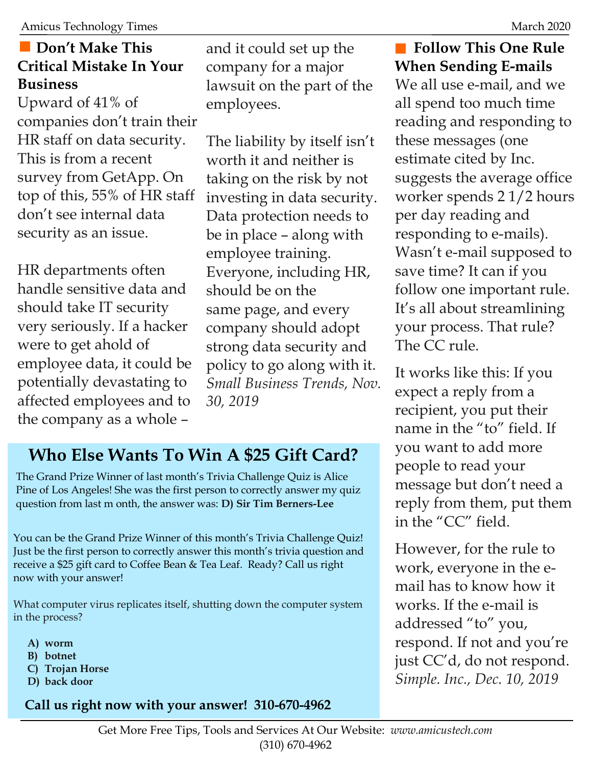## Don't Make This Critical Mistake In Your Business

Upward of 41% of companies don't train their HR staff on data security. This is from a recent survey from GetApp. On top of this, 55% of HR staff don't see internal data security as an issue.

HR departments often handle sensitive data and should take IT security very seriously. If a hacker were to get ahold of employee data, it could be potentially devastating to affected employees and to the company as a whole – and it could set up the company for a major lawsuit on the part of the employees.

The liability by itself isn't worth it and neither is taking on the risk by not investing in data security. Data protection needs to be in place – along with employee training. Everyone, including HR, should be on the same page, and every company should adopt strong data security and policy to go along with it. *Small Business Trends, Nov. 30, 2019*

## Who Else Wants To Win A $25 Gift Card?

The Grand Prize Winner of last month's Trivia Challenge Quiz is Alice Pine of Los Angeles! She was the first person to correctly answer my quiz question from last m onth, the answer was: **D) Sir Tim Berners-Lee**

You can be the Grand Prize Winner of this month's Trivia Challenge Quiz! Just be the first person to correctly answer this month's trivia question and receive a $25 gift card to Coffee Bean & Tea Leaf. Ready? Call us right now with your answer!

What computer virus replicates itself, shutting down the computer system in the process?

**A) worm**
**B) botnet**
**C) Trojan Horse**
**D) back door**

**Call us right now with your answer! 310-670-4962**

## Follow This One Rule When Sending E-mails

We all use e-mail, and we all spend too much time reading and responding to these messages (one estimate cited by Inc. suggests the average office worker spends 2 1/2 hours per day reading and responding to e-mails). Wasn't e-mail supposed to save time? It can if you follow one important rule. It's all about streamlining your process. That rule? The CC rule.

It works like this: If you expect a reply from a recipient, you put their name in the "to" field. If you want to add more people to read your message but don't need a reply from them, put them in the "CC" field.

However, for the rule to work, everyone in the e-mail has to know how it works. If the e-mail is addressed "to" you, respond. If not and you're just CC'd, do not respond. *Simple. Inc., Dec. 10, 2019*

Get More Free Tips, Tools and Services At Our Website: *www.amicustech.com*
(310) 670-4962